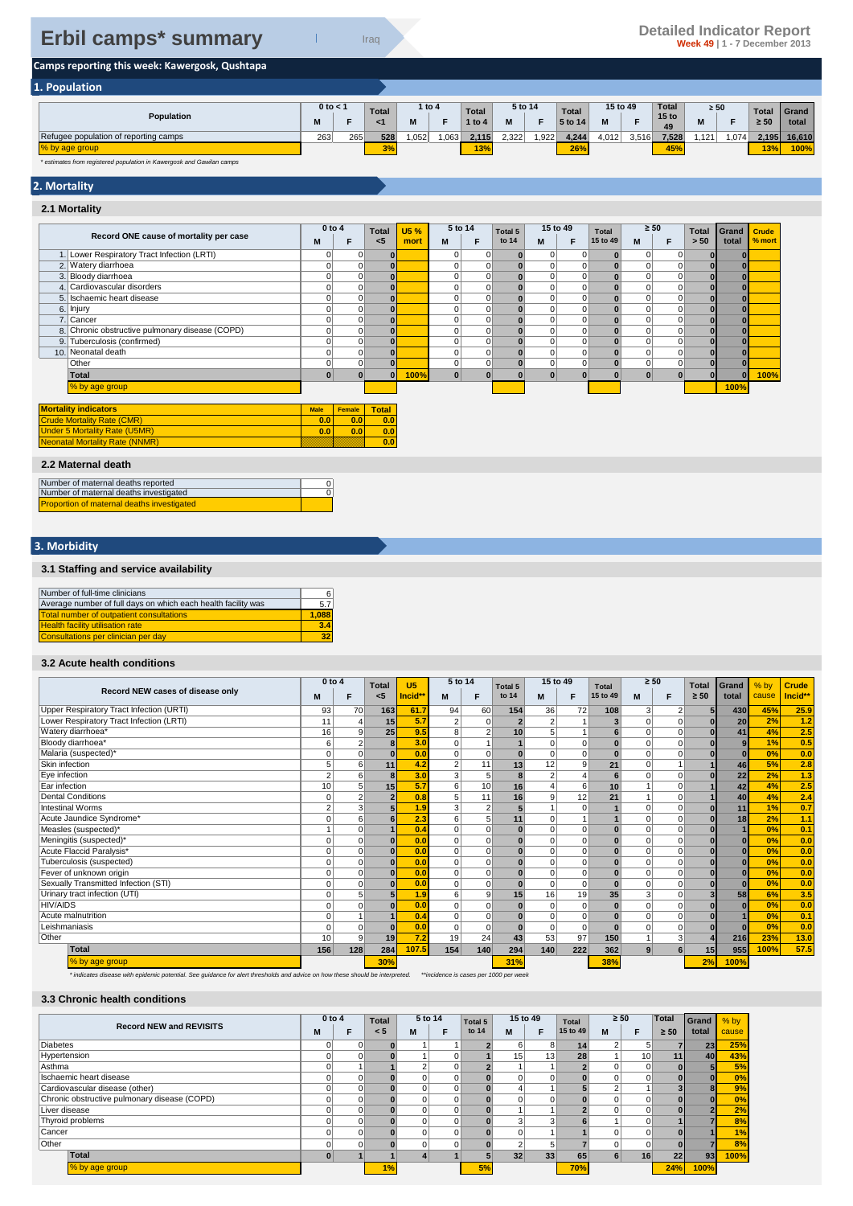# Erbil camps* summary

Iraq

**Detailed Indicator Report**
**Week 49** | 1 - 7 December 2013

**Camps reporting this week: Kawergosk, Qushtapa**

## 1. Population

| Population | 0 to < 1 | | Total | 1 to 4 | | Total | 5 to 14 | | Total | 15 to 49 | | Total | ≥ 50 | | Total | Grand |
|---|---|---|---|---|---|---|---|---|---|---|---|---|---|---|---|---|
| | M | F | <1 | M | F | 1 to 4 | M | F | 5 to 14 | M | F | 15 to 49 | M | F | ≥ 50 | total |
| Refugee population of reporting camps | 263 | 265 | 528 | 1,052 | 1,063 | 2,115 | 2,322 | 1,922 | 4,244 | 4,012 | 3,516 | 7,528 | 1,121 | 1,074 | 2,195 | 16,610 |
| % by age group | | | 3% | | | 13% | | | 26% | | | 45% | | | 13% | 100% |

*\* estimates from registered population in Kawergosk and Gawilan camps*

## 2. Mortality

### 2.1 Mortality

| Record ONE cause of mortality per case | 0 to 4 | | Total | U5 % | 5 to 14 | | Total 5 | 15 to 49 | | Total | ≥ 50 | | Total | Grand | Crude |
|---|---|---|---|---|---|---|---|---|---|---|---|---|---|---|---|
| | M | F | <5 | mort | M | F | to 14 | M | F | 15 to 49 | M | F | > 50 | total | % mort |
| 1. Lower Respiratory Tract Infection (LRTI) | 0 | 0 | 0 | | 0 | 0 | 0 | 0 | 0 | 0 | 0 | 0 | 0 | 0 | |
| 2. Watery diarrhoea | 0 | 0 | 0 | | 0 | 0 | 0 | 0 | 0 | 0 | 0 | 0 | 0 | 0 | |
| 3. Bloody diarrhoea | 0 | 0 | 0 | | 0 | 0 | 0 | 0 | 0 | 0 | 0 | 0 | 0 | 0 | |
| 4. Cardiovascular disorders | 0 | 0 | 0 | | 0 | 0 | 0 | 0 | 0 | 0 | 0 | 0 | 0 | 0 | |
| 5. Ischaemic heart disease | 0 | 0 | 0 | | 0 | 0 | 0 | 0 | 0 | 0 | 0 | 0 | 0 | 0 | |
| 6. Injury | 0 | 0 | 0 | | 0 | 0 | 0 | 0 | 0 | 0 | 0 | 0 | 0 | 0 | |
| 7. Cancer | 0 | 0 | 0 | | 0 | 0 | 0 | 0 | 0 | 0 | 0 | 0 | 0 | 0 | |
| 8. Chronic obstructive pulmonary disease (COPD) | 0 | 0 | 0 | | 0 | 0 | 0 | 0 | 0 | 0 | 0 | 0 | 0 | 0 | |
| 9. Tuberculosis (confirmed) | 0 | 0 | 0 | | 0 | 0 | 0 | 0 | 0 | 0 | 0 | 0 | 0 | 0 | |
| 10. Neonatal death | 0 | 0 | 0 | | 0 | 0 | 0 | 0 | 0 | 0 | 0 | 0 | 0 | 0 | |
| Other | 0 | 0 | 0 | | 0 | 0 | 0 | 0 | 0 | 0 | 0 | 0 | 0 | 0 | |
| **Total** | 0 | 0 | 0 | 100% | 0 | 0 | 0 | 0 | 0 | 0 | 0 | 0 | 0 | 0 | 100% |
| % by age group | | | | | | | | | | | | | | 100% | |

| Mortality indicators | Male | Female | Total |
|---|---|---|---|
| Crude Mortality Rate (CMR) | 0.0 | 0.0 | 0.0 |
| Under 5 Mortality Rate (U5MR) | 0.0 | 0.0 | 0.0 |
| Neonatal Mortality Rate (NNMR) | | | 0.0 |

### 2.2 Maternal death

| | |
|---|---|
| Number of maternal deaths reported | 0 |
| Number of maternal deaths investigated | 0 |
| Proportion of maternal deaths investigated | |

## 3. Morbidity

### 3.1 Staffing and service availability

| | |
|---|---|
| Number of full-time clinicians | 6 |
| Average number of full days on which each health facility was | 5.7 |
| Total number of outpatient consultations | 1,088 |
| Health facility utilisation rate | 3.4 |
| Consultations per clinician per day | 32 |

### 3.2 Acute health conditions

| Record NEW cases of disease only | 0 to 4 | | Total | U5 | 5 to 14 | | Total 5 | 15 to 49 | | Total | ≥ 50 | | Total | Grand | % by | Crude |
|---|---|---|---|---|---|---|---|---|---|---|---|---|---|---|---|---|
| | M | F | <5 | Incid** | M | F | to 14 | M | F | 15 to 49 | M | F | ≥ 50 | total | cause | Incid** |
| Upper Respiratory Tract Infection (URTI) | 93 | 70 | 163 | 61.7 | 94 | 60 | 154 | 36 | 72 | 108 | 3 | 2 | 5 | 430 | 45% | 25.9 |
| Lower Respiratory Tract Infection (LRTI) | 11 | 4 | 15 | 5.7 | 2 | 0 | 2 | 2 | 1 | 3 | 0 | 0 | 0 | 20 | 2% | 1.2 |
| Watery diarrhoea* | 16 | 9 | 25 | 9.5 | 8 | 2 | 10 | 5 | 1 | 6 | 0 | 0 | 0 | 41 | 4% | 2.5 |
| Bloody diarrhoea* | 6 | 2 | 8 | 3.0 | 0 | 1 | 1 | 0 | 0 | 0 | 0 | 0 | 0 | 9 | 1% | 0.5 |
| Malaria (suspected)* | 0 | 0 | 0 | 0.0 | 0 | 0 | 0 | 0 | 0 | 0 | 0 | 0 | 0 | 0 | 0% | 0.0 |
| Skin infection | 5 | 6 | 11 | 4.2 | 2 | 11 | 13 | 12 | 9 | 21 | 0 | 1 | 1 | 46 | 5% | 2.8 |
| Eye infection | 2 | 6 | 8 | 3.0 | 3 | 5 | 8 | 2 | 4 | 6 | 0 | 0 | 0 | 22 | 2% | 1.3 |
| Ear infection | 10 | 5 | 15 | 5.7 | 6 | 10 | 16 | 4 | 6 | 10 | 1 | 0 | 1 | 42 | 4% | 2.5 |
| Dental Conditions | 0 | 2 | 2 | 0.8 | 5 | 11 | 16 | 9 | 12 | 21 | 1 | 0 | 1 | 40 | 4% | 2.4 |
| Intestinal Worms | 2 | 3 | 5 | 1.9 | 3 | 2 | 5 | 1 | 0 | 1 | 0 | 0 | 0 | 11 | 1% | 0.7 |
| Acute Jaundice Syndrome* | 0 | 6 | 6 | 2.3 | 6 | 5 | 11 | 0 | 1 | 1 | 0 | 0 | 0 | 18 | 2% | 1.1 |
| Measles (suspected)* | 1 | 0 | 1 | 0.4 | 0 | 0 | 0 | 0 | 0 | 0 | 0 | 0 | 0 | 1 | 0% | 0.1 |
| Meningitis (suspected)* | 0 | 0 | 0 | 0.0 | 0 | 0 | 0 | 0 | 0 | 0 | 0 | 0 | 0 | 0 | 0% | 0.0 |
| Acute Flaccid Paralysis* | 0 | 0 | 0 | 0.0 | 0 | 0 | 0 | 0 | 0 | 0 | 0 | 0 | 0 | 0 | 0% | 0.0 |
| Tuberculosis (suspected) | 0 | 0 | 0 | 0.0 | 0 | 0 | 0 | 0 | 0 | 0 | 0 | 0 | 0 | 0 | 0% | 0.0 |
| Fever of unknown origin | 0 | 0 | 0 | 0.0 | 0 | 0 | 0 | 0 | 0 | 0 | 0 | 0 | 0 | 0 | 0% | 0.0 |
| Sexually Transmitted Infection (STI) | 0 | 0 | 0 | 0.0 | 0 | 0 | 0 | 0 | 0 | 0 | 0 | 0 | 0 | 0 | 0% | 0.0 |
| Urinary tract infection (UTI) | 0 | 5 | 5 | 1.9 | 6 | 9 | 15 | 16 | 19 | 35 | 3 | 0 | 3 | 58 | 6% | 3.5 |
| HIV/AIDS | 0 | 0 | 0 | 0.0 | 0 | 0 | 0 | 0 | 0 | 0 | 0 | 0 | 0 | 0 | 0% | 0.0 |
| Acute malnutrition | 0 | 1 | 1 | 0.4 | 0 | 0 | 0 | 0 | 0 | 0 | 0 | 0 | 0 | 1 | 0% | 0.1 |
| Leishmaniasis | 0 | 0 | 0 | 0.0 | 0 | 0 | 0 | 0 | 0 | 0 | 0 | 0 | 0 | 0 | 0% | 0.0 |
| Other | 10 | 9 | 19 | 7.2 | 19 | 24 | 43 | 53 | 97 | 150 | 1 | 3 | 4 | 216 | 23% | 13.0 |
| **Total** | 156 | 128 | 284 | 107.5 | 154 | 140 | 294 | 140 | 222 | 362 | 9 | 6 | 15 | 955 | 100% | 57.5 |
| % by age group | | | 30% | | | | 31% | | | 38% | | | 2% | 100% | | |

*\* indicates disease with epidemic potential. See guidance for alert thresholds and advice on how these should be interpreted. \*\*incidence is cases per 1000 per week*

### 3.3 Chronic health conditions

| Record NEW and REVISITS | 0 to 4 | | Total | 5 to 14 | | Total 5 | 15 to 49 | | Total | ≥ 50 | | Total | Grand | % by |
|---|---|---|---|---|---|---|---|---|---|---|---|---|---|---|
| | M | F | < 5 | M | F | to 14 | M | F | 15 to 49 | M | F | ≥ 50 | total | cause |
| Diabetes | 0 | 0 | 0 | 1 | 1 | 2 | 6 | 8 | 14 | 2 | 5 | 7 | 23 | 25% |
| Hypertension | 0 | 0 | 0 | 1 | 0 | 1 | 15 | 13 | 28 | 1 | 10 | 11 | 40 | 43% |
| Asthma | 0 | 1 | 1 | 2 | 0 | 2 | 1 | 1 | 2 | 0 | 0 | 0 | 5 | 5% |
| Ischaemic heart disease | 0 | 0 | 0 | 0 | 0 | 0 | 0 | 0 | 0 | 0 | 0 | 0 | 0 | 0% |
| Cardiovascular disease (other) | 0 | 0 | 0 | 0 | 0 | 0 | 4 | 1 | 5 | 2 | 1 | 3 | 8 | 9% |
| Chronic obstructive pulmonary disease (COPD) | 0 | 0 | 0 | 0 | 0 | 0 | 0 | 0 | 0 | 0 | 0 | 0 | 0 | 0% |
| Liver disease | 0 | 0 | 0 | 0 | 0 | 0 | 1 | 1 | 2 | 0 | 0 | 0 | 2 | 2% |
| Thyroid problems | 0 | 0 | 0 | 0 | 0 | 0 | 3 | 3 | 6 | 1 | 0 | 1 | 7 | 8% |
| Cancer | 0 | 0 | 0 | 0 | 0 | 0 | 0 | 1 | 1 | 0 | 0 | 0 | 1 | 1% |
| Other | 0 | 0 | 0 | 0 | 0 | 0 | 2 | 5 | 7 | 0 | 0 | 0 | 7 | 8% |
| **Total** | 0 | 1 | 1 | 4 | 1 | 5 | 32 | 33 | 65 | 6 | 16 | 22 | 93 | 100% |
| % by age group | | | 1% | | | 5% | | | 70% | | | 24% | 100% | |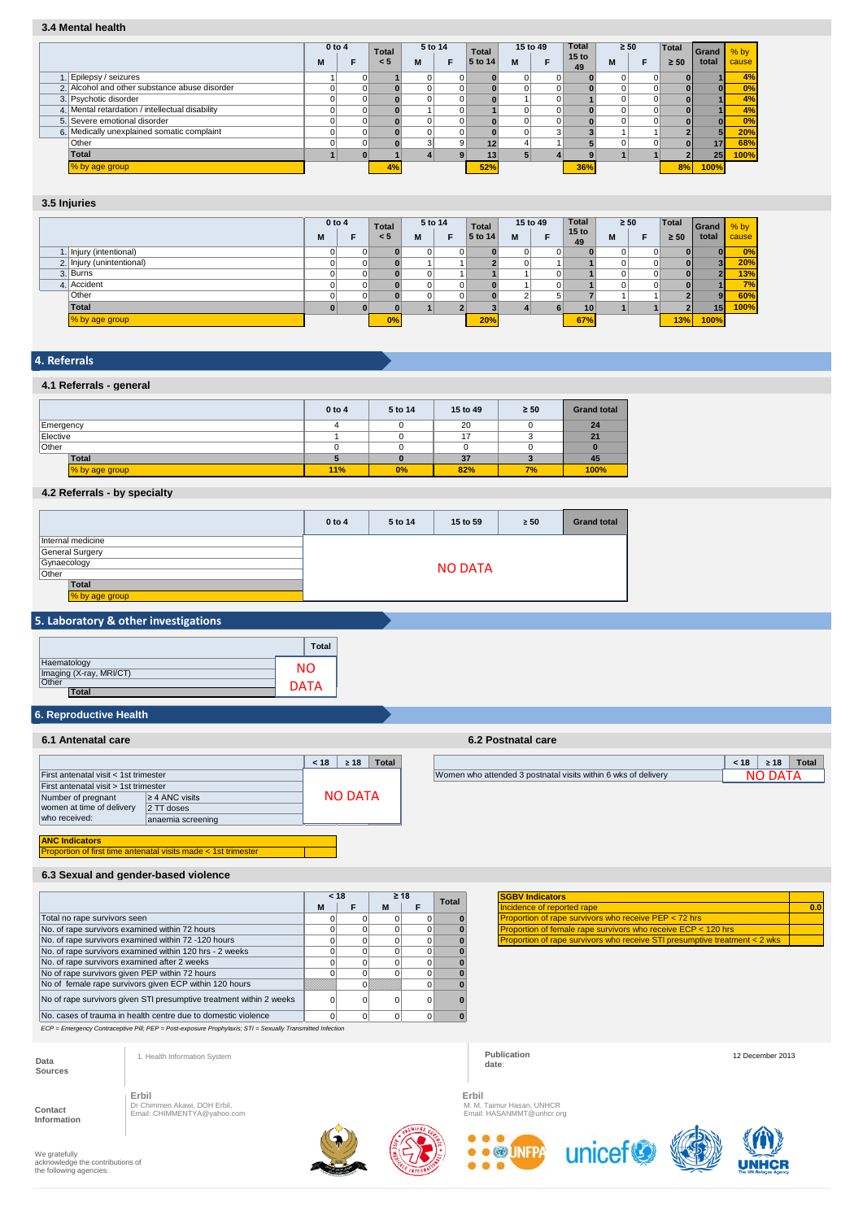### 3.4 Mental health

| | 0 to 4 | | Total | 5 to 14 | | Total | 15 to 49 | | Total | ≥ 50 | | Total | Grand | % by |
|---|---|---|---|---|---|---|---|---|---|---|---|---|---|---|
| | M | F | < 5 | M | F | 5 to 14 | M | F | 15 to 49 | M | F | ≥ 50 | total | cause |
| 1. Epilepsy / seizures | 1 | 0 | 1 | 0 | 0 | 0 | 0 | 0 | 0 | 0 | 0 | 0 | 1 | 4% |
| 2. Alcohol and other substance abuse disorder | 0 | 0 | 0 | 0 | 0 | 0 | 0 | 0 | 0 | 0 | 0 | 0 | 0 | 0% |
| 3. Psychotic disorder | 0 | 0 | 0 | 0 | 0 | 0 | 1 | 0 | 1 | 0 | 0 | 0 | 1 | 4% |
| 4. Mental retardation / intellectual disability | 0 | 0 | 0 | 1 | 0 | 1 | 0 | 0 | 0 | 0 | 0 | 0 | 1 | 4% |
| 5. Severe emotional disorder | 0 | 0 | 0 | 0 | 0 | 0 | 0 | 0 | 0 | 0 | 0 | 0 | 0 | 0% |
| 6. Medically unexplained somatic complaint | 0 | 0 | 0 | 0 | 0 | 0 | 0 | 3 | 3 | 1 | 1 | 2 | 5 | 20% |
| Other | 0 | 0 | 0 | 3 | 9 | 12 | 4 | 1 | 5 | 0 | 0 | 0 | 17 | 68% |
| Total | 1 | 0 | 1 | 4 | 9 | 13 | 5 | 4 | 9 | 1 | 1 | 2 | 25 | 100% |
| % by age group | | | 4% | | | 52% | | | 36% | | | 8% | 100% | |

### 3.5 Injuries

| | 0 to 4 | | Total | 5 to 14 | | Total | 15 to 49 | | Total | ≥ 50 | | Total | Grand | % by |
|---|---|---|---|---|---|---|---|---|---|---|---|---|---|---|
| | M | F | < 5 | M | F | 5 to 14 | M | F | 15 to 49 | M | F | ≥ 50 | total | cause |
| 1. Injury (intentional) | 0 | 0 | 0 | 0 | 0 | 0 | 0 | 0 | 0 | 0 | 0 | 0 | 0 | 0% |
| 2. Injury (unintentional) | 0 | 0 | 0 | 1 | 1 | 2 | 0 | 1 | 1 | 0 | 0 | 0 | 3 | 20% |
| 3. Burns | 0 | 0 | 0 | 0 | 1 | 1 | 1 | 0 | 1 | 0 | 0 | 0 | 2 | 13% |
| 4. Accident | 0 | 0 | 0 | 0 | 0 | 0 | 1 | 0 | 1 | 0 | 0 | 0 | 1 | 7% |
| Other | 0 | 0 | 0 | 0 | 0 | 0 | 2 | 5 | 7 | 1 | 1 | 2 | 9 | 60% |
| Total | 0 | 0 | 0 | 1 | 2 | 3 | 4 | 6 | 10 | 1 | 1 | 2 | 15 | 100% |
| % by age group | | | 0% | | | 20% | | | 67% | | | 13% | 100% | |

## 4. Referrals

### 4.1 Referrals - general

| | 0 to 4 | 5 to 14 | 15 to 49 | ≥ 50 | Grand total |
|---|---|---|---|---|---|
| Emergency | 4 | 0 | 20 | 0 | 24 |
| Elective | 1 | 0 | 17 | 3 | 21 |
| Other | 0 | 0 | 0 | 0 | 0 |
| Total | 5 | 0 | 37 | 3 | 45 |
| % by age group | 11% | 0% | 82% | 7% | 100% |

### 4.2 Referrals - by specialty

| | 0 to 4 | 5 to 14 | 15 to 59 | ≥ 50 | Grand total |
|---|---|---|---|---|---|
| Internal medicine | NO DATA | | | | |
| General Surgery | | | | | |
| Gynaecology | | | | | |
| Other | | | | | |
| Total | | | | | |
| % by age group | | | | | |

## 5. Laboratory & other investigations

| | Total |
|---|---|
| Haematology | NO DATA |
| Imaging (X-ray, MRI/CT) | |
| Other | |
| Total | |

## 6. Reproductive Health

### 6.1 Antenatal care

| | | < 18 | ≥ 18 | Total |
|---|---|---|---|---|
| First antenatal visit < 1st trimester | | NO DATA | | |
| First antenatal visit > 1st trimester | | | | |
| Number of pregnant women at time of delivery who received: | ≥ 4 ANC visits | | | |
| | 2 TT doses | | | |
| | anaemia screening | | | |

| ANC Indicators | |
|---|---|
| Proportion of first time antenatal visits made < 1st trimester | |

### 6.2 Postnatal care

| | < 18 | ≥ 18 | Total |
|---|---|---|---|
| Women who attended 3 postnatal visits within 6 wks of delivery | NO DATA | | |

### 6.3 Sexual and gender-based violence

| | < 18 | | ≥ 18 | | Total |
|---|---|---|---|---|---|
| | M | F | M | F | |
| Total no rape survivors seen | 0 | 0 | 0 | 0 | 0 |
| No. of rape survivors examined within 72 hours | 0 | 0 | 0 | 0 | 0 |
| No. of rape survivors examined within 72 -120 hours | 0 | 0 | 0 | 0 | 0 |
| No. of rape survivors examined within 120 hrs - 2 weeks | 0 | 0 | 0 | 0 | 0 |
| No. of rape survivors examined after 2 weeks | 0 | 0 | 0 | 0 | 0 |
| No of rape survivors given PEP within 72 hours | 0 | 0 | 0 | 0 | 0 |
| No of female rape survivors given ECP within 120 hours | | 0 | | 0 | 0 |
| No of rape survivors given STI presumptive treatment within 2 weeks | 0 | 0 | 0 | 0 | 0 |
| No. cases of trauma in health centre due to domestic violence | 0 | 0 | 0 | 0 | 0 |

*ECP = Emergency Contraceptive Pill; PEP = Post-exposure Prophylaxis; STI = Sexually Transmitted Infection*

| SGBV Indicators | |
|---|---|
| Incidence of reported rape | 0.0 |
| Proportion of rape survivors who receive PEP < 72 hrs | |
| Proportion of female rape survivors who receive ECP < 120 hrs | |
| Proportion of rape survivors who receive STI presumptive treatment < 2 wks | |

**Data Sources**

1. Health Information System

**Publication date:** 12 December 2013

**Contact Information**

Erbil
Dr Chimmen Akawi, DOH Erbil,
Email: CHIMMENTYA@yahoo.com

Erbil
M. M. Taimur Hasan, UNHCR
Email: HASANMMT@unhcr.org

We gratefully acknowledge the contributions of the following agencies: